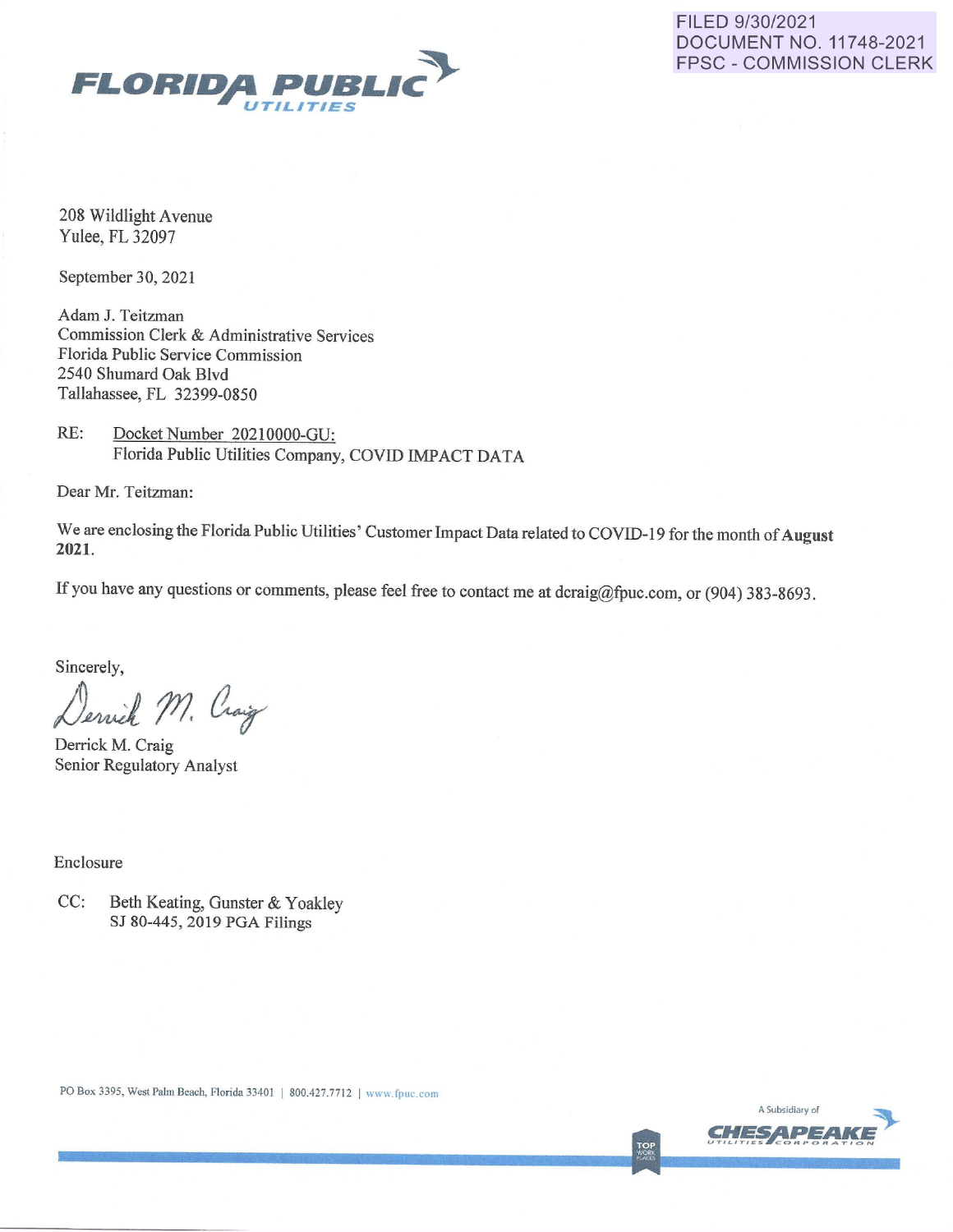FILED 9/30/2021
DOCUMENT NO. 11748-2021
FPSC - COMMISSION CLERK

**FLORIDA PUBLIC UTILITIES**

208 Wildlight Avenue
Yulee, FL 32097

September 30, 2021

Adam J. Teitzman
Commission Clerk & Administrative Services
Florida Public Service Commission
2540 Shumard Oak Blvd
Tallahassee, FL 32399-0850

RE: Docket Number 20210000-GU:
Florida Public Utilities Company, COVID IMPACT DATA

Dear Mr. Teitzman:

We are enclosing the Florida Public Utilities' Customer Impact Data related to COVID-19 for the month of **August 2021**.

If you have any questions or comments, please feel free to contact me at dcraig@fpuc.com, or (904) 383-8693.

Sincerely,

Derrick M. Craig
Senior Regulatory Analyst

Enclosure

CC: Beth Keating, Gunster & Yoakley
SJ 80-445, 2019 PGA Filings

PO Box 3395, West Palm Beach, Florida 33401 | 800.427.7712 | www.fpuc.com

A Subsidiary of CHESAPEAKE UTILITIES CORPORATION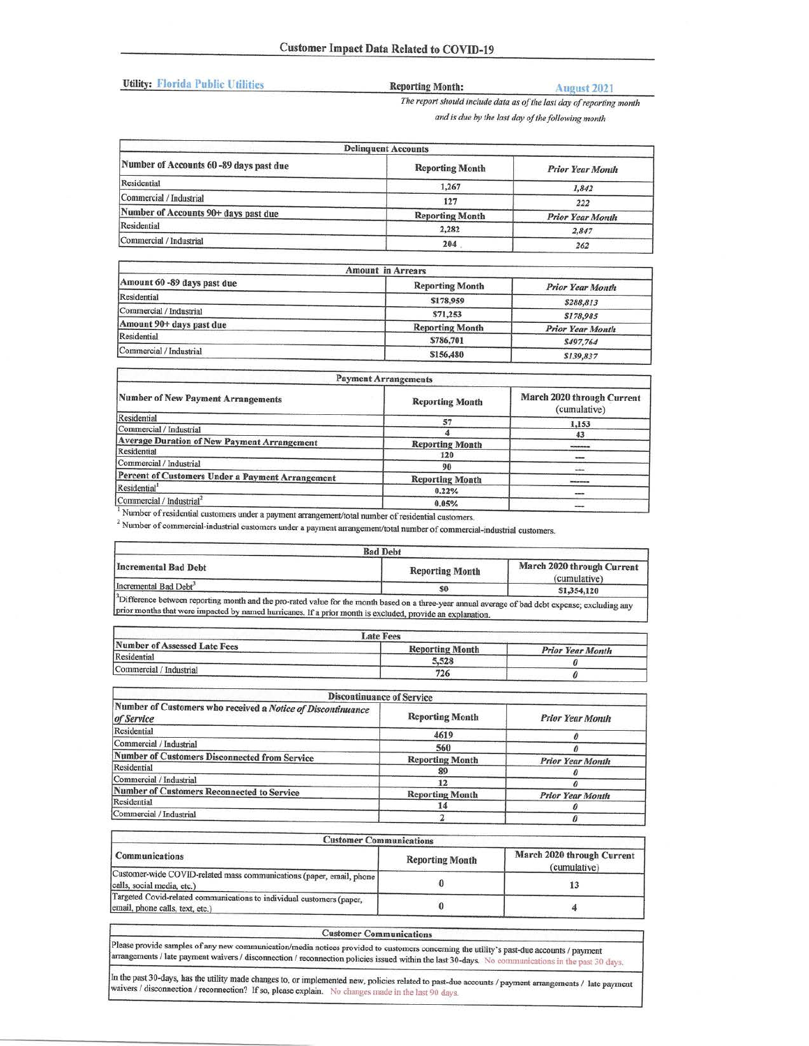# Customer Impact Data Related to COVID-19

**Utility:** Florida Public Utilities **Reporting Month:** August 2021

*The report should include data as of the last day of reporting month and is due by the last day of the following month*

| Delinquent Accounts | | |
|---|---|---|
| **Number of Accounts 60 -89 days past due** | **Reporting Month** | ***Prior Year Month*** |
| Residential | 1,267 | *1,842* |
| Commercial / Industrial | 127 | *222* |
| **Number of Accounts 90+ days past due** | **Reporting Month** | ***Prior Year Month*** |
| Residential | 2,282 | *2,847* |
| Commercial / Industrial | 204 | *262* |

| Amount in Arrears | | |
|---|---|---|
| **Amount 60 -89 days past due** | **Reporting Month** | ***Prior Year Month*** |
| Residential | $178,959 | *$288,813* |
| Commercial / Industrial | $71,253 | *$178,985* |
| **Amount 90+ days past due** | **Reporting Month** | ***Prior Year Month*** |
| Residential | $786,701 | *$497,764* |
| Commercial / Industrial | $156,480 | *$139,837* |

| Payment Arrangements | | |
|---|---|---|
| **Number of New Payment Arrangements** | **Reporting Month** | **March 2020 through Current** (cumulative) |
| Residential | 57 | 1,153 |
| Commercial / Industrial | 4 | 43 |
| **Average Duration of New Payment Arrangement** | **Reporting Month** | ------ |
| Residential | 120 | --- |
| Commercial / Industrial | 90 | --- |
| **Percent of Customers Under a Payment Arrangement** | **Reporting Month** | ------ |
| Residential[1] | 0.22% | --- |
| Commercial / Industrial[2] | 0.05% | --- |

[1] Number of residential customers under a payment arrangement/total number of residential customers.

[2] Number of commercial-industrial customers under a payment arrangement/total number of commercial-industrial customers.

| Bad Debt | | |
|---|---|---|
| **Incremental Bad Debt** | **Reporting Month** | **March 2020 through Current** (cumulative) |
| Incremental Bad Debt[3] | $0 | $1,354,120 |

[3] Difference between reporting month and the pro-rated value for the month based on a three-year annual average of bad debt expense; excluding any prior months that were impacted by named hurricanes. If a prior month is excluded, provide an explanation.

| Late Fees | | |
|---|---|---|
| **Number of Assessed Late Fees** | **Reporting Month** | ***Prior Year Month*** |
| Residential | 5,528 | *0* |
| Commercial / Industrial | 726 | *0* |

| Discontinuance of Service | | |
|---|---|---|
| **Number of Customers who received a *Notice of Discontinuance of Service*** | **Reporting Month** | ***Prior Year Month*** |
| Residential | 4619 | *0* |
| Commercial / Industrial | 560 | *0* |
| **Number of Customers Disconnected from Service** | **Reporting Month** | ***Prior Year Month*** |
| Residential | 89 | *0* |
| Commercial / Industrial | 12 | *0* |
| **Number of Customers Reconnected to Service** | **Reporting Month** | ***Prior Year Month*** |
| Residential | 14 | *0* |
| Commercial / Industrial | 2 | *0* |

| Customer Communications | | |
|---|---|---|
| **Communications** | **Reporting Month** | **March 2020 through Current** (cumulative) |
| Customer-wide COVID-related mass communications (paper, email, phone calls, social media, etc.) | 0 | 13 |
| Targeted Covid-related communications to individual customers (paper, email, phone calls, text, etc.) | 0 | 4 |

**Customer Communications**

Please provide samples of any new communication/media notices provided to customers concerning the utility's past-due accounts / payment arrangements / late payment waivers / disconnection / reconnection policies issued within the last 30-days. No communications in the past 30 days.

In the past 30-days, has the utility made changes to, or implemented new, policies related to past-due accounts / payment arrangements / late payment waivers / disconnection / reconnection? If so, please explain. No changes made in the last 90 days.